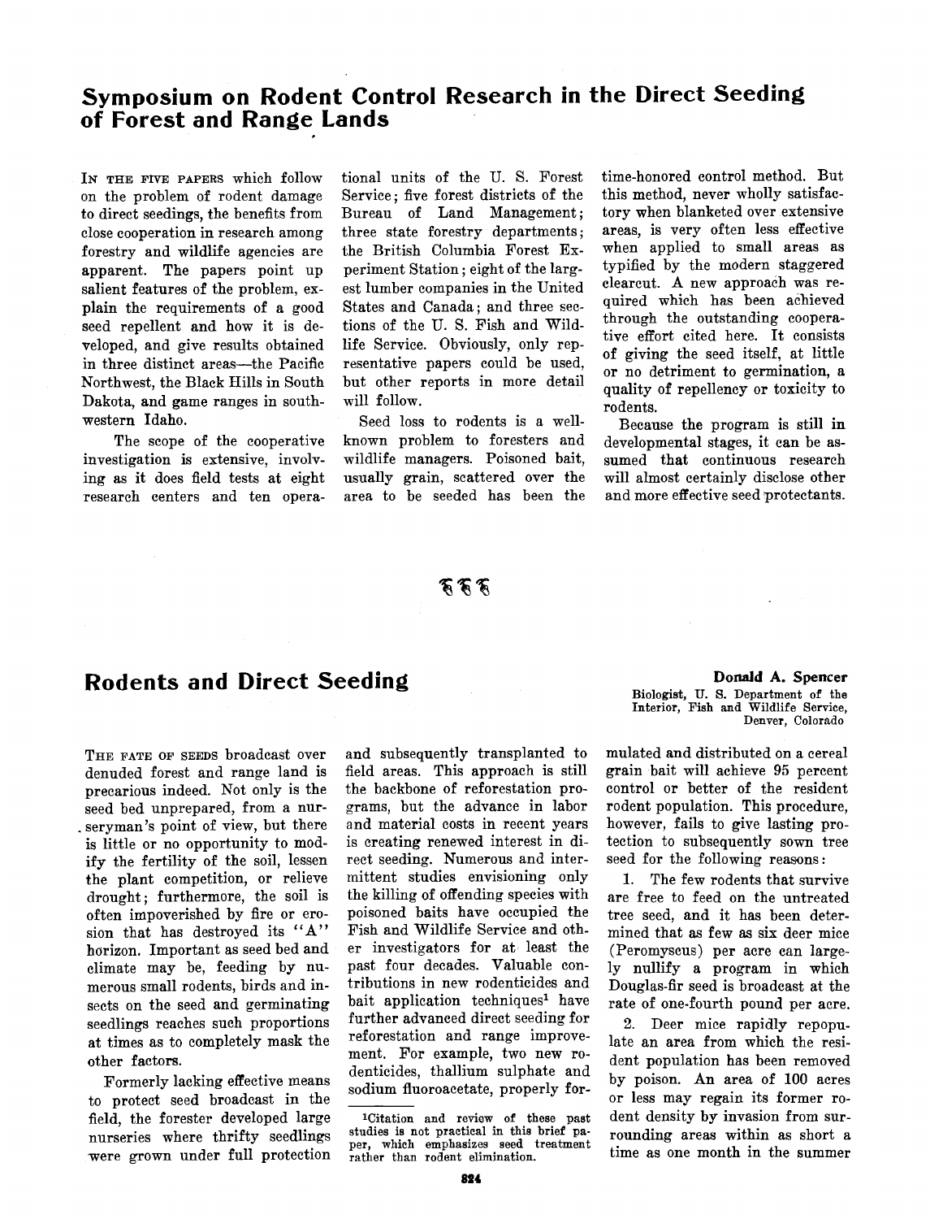# Symposium on Rodent Control Research in the Direct Seeding of Forest and Range Lands

In the five papers which follow on the problem of rodent damage to direct seedings, the benefits from close cooperation in research among forestry and wildlife agencies are apparent. The papers point up salient features of the problem, explain the requirements of a good seed repellent and how it is developed, and give results obtained in three distinct areas—the Pacific Northwest, the Black Hills in South Dakota, and game ranges in southwestern Idaho.

The scope of the cooperative investigation is extensive, involving as it does field tests at eight research centers and ten operational units of the U. S. Forest Service; five forest districts of the Bureau of Land Management; three state forestry departments; the British Columbia Forest Experiment Station; eight of the largest lumber companies in the United States and Canada; and three sections of the U. S. Fish and Wildlife Service. Obviously, only representative papers could be used, but other reports in more detail will follow.

Seed loss to rodents is a well-known problem to foresters and wildlife managers. Poisoned bait, usually grain, scattered over the area to be seeded has been the time-honored control method. But this method, never wholly satisfactory when blanketed over extensive areas, is very often less effective when applied to small areas as typified by the modern staggered clearcut. A new approach was required which has been achieved through the outstanding cooperative effort cited here. It consists of giving the seed itself, at little or no detriment to germination, a quality of repellency or toxicity to rodents.

Because the program is still in developmental stages, it can be assumed that continuous research will almost certainly disclose other and more effective seed protectants.

# Rodents and Direct Seeding

**Donald A. Spencer**
Biologist, U. S. Department of the Interior, Fish and Wildlife Service, Denver, Colorado

The fate of seeds broadcast over denuded forest and range land is precarious indeed. Not only is the seed bed unprepared, from a nurseryman's point of view, but there is little or no opportunity to modify the fertility of the soil, lessen the plant competition, or relieve drought; furthermore, the soil is often impoverished by fire or erosion that has destroyed its "A" horizon. Important as seed bed and climate may be, feeding by numerous small rodents, birds and insects on the seed and germinating seedlings reaches such proportions at times as to completely mask the other factors.

Formerly lacking effective means to protect seed broadcast in the field, the forester developed large nurseries where thrifty seedlings were grown under full protection and subsequently transplanted to field areas. This approach is still the backbone of reforestation programs, but the advance in labor and material costs in recent years is creating renewed interest in direct seeding. Numerous and intermittent studies envisioning only the killing of offending species with poisoned baits have occupied the Fish and Wildlife Service and other investigators for at least the past four decades. Valuable contributions in new rodenticides and bait application techniques[1] have further advanced direct seeding for reforestation and range improvement. For example, two new rodenticides, thallium sulphate and sodium fluoroacetate, properly formulated and distributed on a cereal grain bait will achieve 95 percent control or better of the resident rodent population. This procedure, however, fails to give lasting protection to subsequently sown tree seed for the following reasons:

1. The few rodents that survive are free to feed on the untreated tree seed, and it has been determined that as few as six deer mice (Peromyscus) per acre can largely nullify a program in which Douglas-fir seed is broadcast at the rate of one-fourth pound per acre.

2. Deer mice rapidly repopulate an area from which the resident population has been removed by poison. An area of 100 acres or less may regain its former rodent density by invasion from surrounding areas within as short a time as one month in the summer

[1]Citation and review of these past studies is not practical in this brief paper, which emphasizes seed treatment rather than rodent elimination.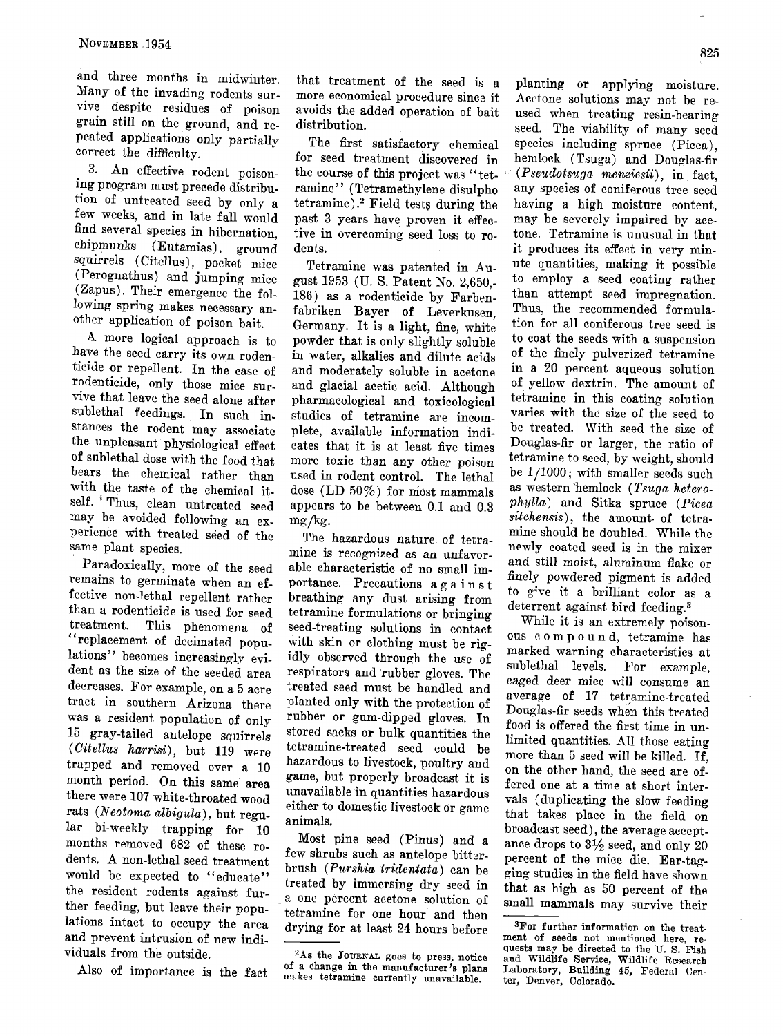and three months in midwinter. Many of the invading rodents survive despite residues of poison grain still on the ground, and repeated applications only partially correct the difficulty.

3. An effective rodent poisoning program must precede distribution of untreated seed by only a few weeks, and in late fall would find several species in hibernation, chipmunks (Eutamias), ground squirrels (Citellus), pocket mice (Perognathus) and jumping mice (Zapus). Their emergence the following spring makes necessary another application of poison bait.

A more logical approach is to have the seed carry its own rodenticide or repellent. In the case of rodenticide, only those mice survive that leave the seed alone after sublethal feedings. In such instances the rodent may associate the unpleasant physiological effect of sublethal dose with the food that bears the chemical rather than with the taste of the chemical itself. Thus, clean untreated seed may be avoided following an experience with treated seed of the same plant species.

Paradoxically, more of the seed remains to germinate when an effective non-lethal repellent rather than a rodenticide is used for seed treatment. This phenomena of "replacement of decimated populations" becomes increasingly evident as the size of the seeded area decreases. For example, on a 5 acre tract in southern Arizona there was a resident population of only 15 gray-tailed antelope squirrels (*Citellus harrisi*), but 119 were trapped and removed over a 10 month period. On this same area there were 107 white-throated wood rats (*Neotoma albigula*), but regular bi-weekly trapping for 10 months removed 682 of these rodents. A non-lethal seed treatment would be expected to "educate" the resident rodents against further feeding, but leave their populations intact to occupy the area and prevent intrusion of new individuals from the outside.

Also of importance is the fact that treatment of the seed is a more economical procedure since it avoids the added operation of bait distribution.

The first satisfactory chemical for seed treatment discovered in the course of this project was "tetramine" (Tetramethylene disulpho tetramine).[2] Field tests during the past 3 years have proven it effective in overcoming seed loss to rodents.

Tetramine was patented in August 1953 (U. S. Patent No. 2,650,-186) as a rodenticide by Farbenfabriken Bayer of Leverkusen, Germany. It is a light, fine, white powder that is only slightly soluble in water, alkalies and dilute acids and moderately soluble in acetone and glacial acetic acid. Although pharmacological and toxicological studies of tetramine are incomplete, available information indicates that it is at least five times more toxic than any other poison used in rodent control. The lethal dose (LD 50%) for most mammals appears to be between 0.1 and 0.3 mg/kg.

The hazardous nature of tetramine is recognized as an unfavorable characteristic of no small importance. Precautions against breathing any dust arising from tetramine formulations or bringing seed-treating solutions in contact with skin or clothing must be rigidly observed through the use of respirators and rubber gloves. The treated seed must be handled and planted only with the protection of rubber or gum-dipped gloves. In stored sacks or bulk quantities the tetramine-treated seed could be hazardous to livestock, poultry and game, but properly broadcast it is unavailable in quantities hazardous either to domestic livestock or game animals.

Most pine seed (Pinus) and a few shrubs such as antelope bitterbrush (*Purshia tridentata*) can be treated by immersing dry seed in a one percent acetone solution of tetramine for one hour and then drying for at least 24 hours before planting or applying moisture. Acetone solutions may not be reused when treating resin-bearing seed. The viability of many seed species including spruce (Picea), hemlock (Tsuga) and Douglas-fir (*Pseudotsuga menziesii*), in fact, any species of coniferous tree seed having a high moisture content, may be severely impaired by acetone. Tetramine is unusual in that it produces its effect in very minute quantities, making it possible to employ a seed coating rather than attempt seed impregnation. Thus, the recommended formulation for all coniferous tree seed is to coat the seeds with a suspension of the finely pulverized tetramine in a 20 percent aqueous solution of yellow dextrin. The amount of tetramine in this coating solution varies with the size of the seed to be treated. With seed the size of Douglas-fir or larger, the ratio of tetramine to seed, by weight, should be 1/1000; with smaller seeds such as western hemlock (*Tsuga heterophylla*) and Sitka spruce (*Picea sitchensis*), the amount of tetramine should be doubled. While the newly coated seed is in the mixer and still moist, aluminum flake or finely powdered pigment is added to give it a brilliant color as a deterrent against bird feeding.[3]

While it is an extremely poisonous compound, tetramine has marked warning characteristics at sublethal levels. For example, caged deer mice will consume an average of 17 tetramine-treated Douglas-fir seeds when this treated food is offered the first time in unlimited quantities. All those eating more than 5 seed will be killed. If, on the other hand, the seed are offered one at a time at short intervals (duplicating the slow feeding that takes place in the field on broadcast seed), the average acceptance drops to 3½ seed, and only 20 percent of the mice die. Ear-tagging studies in the field have shown that as high as 50 percent of the small mammals may survive their

---

[2] As the JOURNAL goes to press, notice of a change in the manufacturer's plans makes tetramine currently unavailable.

[3] For further information on the treatment of seeds not mentioned here, requests may be directed to the U. S. Fish and Wildlife Service, Wildlife Research Laboratory, Building 45, Federal Center, Denver, Colorado.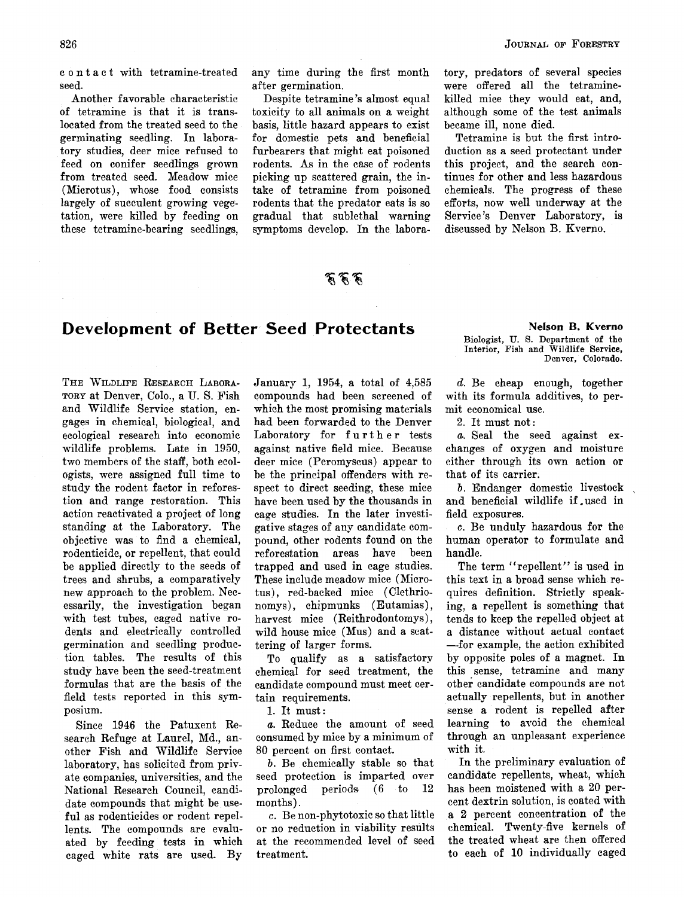contact with tetramine-treated seed.

Another favorable characteristic of tetramine is that it is translocated from the treated seed to the germinating seedling. In laboratory studies, deer mice refused to feed on conifer seedlings grown from treated seed. Meadow mice (Microtus), whose food consists largely of succulent growing vegetation, were killed by feeding on these tetramine-bearing seedlings, any time during the first month after germination.

Despite tetramine's almost equal toxicity to all animals on a weight basis, little hazard appears to exist for domestic pets and beneficial furbearers that might eat poisoned rodents. As in the case of rodents picking up scattered grain, the intake of tetramine from poisoned rodents that the predator eats is so gradual that sublethal warning symptoms develop. In the laboratory, predators of several species were offered all the tetramine-killed mice they would eat, and, although some of the test animals became ill, none died.

Tetramine is but the first introduction as a seed protectant under this project, and the search continues for other and less hazardous chemicals. The progress of these efforts, now well underway at the Service's Denver Laboratory, is discussed by Nelson B. Kverno.

## Development of Better Seed Protectants

**Nelson B. Kverno**
Biologist, U. S. Department of the Interior, Fish and Wildlife Service, Denver, Colorado.

THE WILDLIFE RESEARCH LABORATORY at Denver, Colo., a U. S. Fish and Wildlife Service station, engages in chemical, biological, and ecological research into economic wildlife problems. Late in 1950, two members of the staff, both ecologists, were assigned full time to study the rodent factor in reforestation and range restoration. This action reactivated a project of long standing at the Laboratory. The objective was to find a chemical, rodenticide, or repellent, that could be applied directly to the seeds of trees and shrubs, a comparatively new approach to the problem. Necessarily, the investigation began with test tubes, caged native rodents and electrically controlled germination and seedling production tables. The results of this study have been the seed-treatment formulas that are the basis of the field tests reported in this symposium.

Since 1946 the Patuxent Research Refuge at Laurel, Md., another Fish and Wildlife Service laboratory, has solicited from private companies, universities, and the National Research Council, candidate compounds that might be useful as rodenticides or rodent repellents. The compounds are evaluated by feeding tests in which caged white rats are used. By January 1, 1954, a total of 4,585 compounds had been screened of which the most promising materials had been forwarded to the Denver Laboratory for further tests against native field mice. Because deer mice (Peromyscus) appear to be the principal offenders with respect to direct seeding, these mice have been used by the thousands in cage studies. In the later investigative stages of any candidate compound, other rodents found on the reforestation areas have been trapped and used in cage studies. These include meadow mice (Microtus), red-backed mice (Clethrionomys), chipmunks (Eutamias), harvest mice (Reithrodontomys), wild house mice (Mus) and a scattering of larger forms.

To qualify as a satisfactory chemical for seed treatment, the candidate compound must meet certain requirements.

1. It must:

*a.* Reduce the amount of seed consumed by mice by a minimum of 80 percent on first contact.

*b.* Be chemically stable so that seed protection is imparted over prolonged periods (6 to 12 months).

*c.* Be non-phytotoxic so that little or no reduction in viability results at the recommended level of seed treatment.

*d.* Be cheap enough, together with its formula additives, to permit economical use.

2. It must not:

*a.* Seal the seed against exchanges of oxygen and moisture either through its own action or that of its carrier.

*b.* Endanger domestic livestock and beneficial wildlife if used in field exposures.

*c.* Be unduly hazardous for the human operator to formulate and handle.

The term "repellent" is used in this text in a broad sense which requires definition. Strictly speaking, a repellent is something that tends to keep the repelled object at a distance without actual contact—for example, the action exhibited by opposite poles of a magnet. In this sense, tetramine and many other candidate compounds are not actually repellents, but in another sense a rodent is repelled after learning to avoid the chemical through an unpleasant experience with it.

In the preliminary evaluation of candidate repellents, wheat, which has been moistened with a 20 percent dextrin solution, is coated with a 2 percent concentration of the chemical. Twenty-five kernels of the treated wheat are then offered to each of 10 individually caged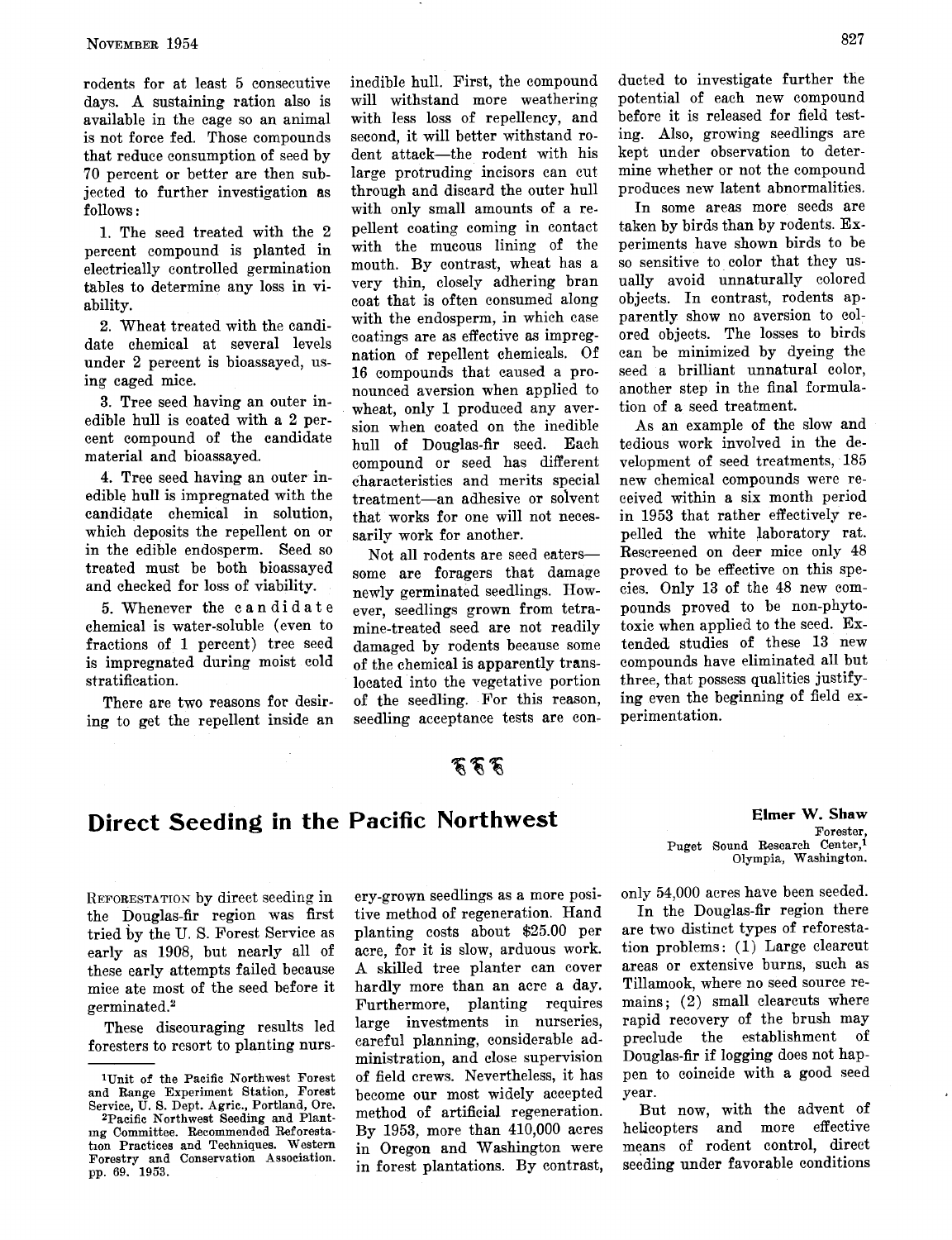rodents for at least 5 consecutive days. A sustaining ration also is available in the cage so an animal is not force fed. Those compounds that reduce consumption of seed by 70 percent or better are then subjected to further investigation as follows:

1. The seed treated with the 2 percent compound is planted in electrically controlled germination tables to determine any loss in viability.

2. Wheat treated with the candidate chemical at several levels under 2 percent is bioassayed, using caged mice.

3. Tree seed having an outer inedible hull is coated with a 2 percent compound of the candidate material and bioassayed.

4. Tree seed having an outer inedible hull is impregnated with the candidate chemical in solution, which deposits the repellent on or in the edible endosperm. Seed so treated must be both bioassayed and checked for loss of viability.

5. Whenever the candidate chemical is water-soluble (even to fractions of 1 percent) tree seed is impregnated during moist cold stratification.

There are two reasons for desiring to get the repellent inside an inedible hull. First, the compound will withstand more weathering with less loss of repellency, and second, it will better withstand rodent attack—the rodent with his large protruding incisors can cut through and discard the outer hull with only small amounts of a repellent coating coming in contact with the mucous lining of the mouth. By contrast, wheat has a very thin, closely adhering bran coat that is often consumed along with the endosperm, in which case coatings are as effective as impregnation of repellent chemicals. Of 16 compounds that caused a pronounced aversion when applied to wheat, only 1 produced any aversion when coated on the inedible hull of Douglas-fir seed. Each compound or seed has different characteristics and merits special treatment—an adhesive or solvent that works for one will not necessarily work for another.

Not all rodents are seed eaters—some are foragers that damage newly germinated seedlings. However, seedlings grown from tetramine-treated seed are not readily damaged by rodents because some of the chemical is apparently translocated into the vegetative portion of the seedling. For this reason, seedling acceptance tests are conducted to investigate further the potential of each new compound before it is released for field testing. Also, growing seedlings are kept under observation to determine whether or not the compound produces new latent abnormalities.

In some areas more seeds are taken by birds than by rodents. Experiments have shown birds to be so sensitive to color that they usually avoid unnaturally colored objects. In contrast, rodents apparently show no aversion to colored objects. The losses to birds can be minimized by dyeing the seed a brilliant unnatural color, another step in the final formulation of a seed treatment.

As an example of the slow and tedious work involved in the development of seed treatments, 185 new chemical compounds were received within a six month period in 1953 that rather effectively repelled the white laboratory rat. Rescreened on deer mice only 48 proved to be effective on this species. Only 13 of the 48 new compounds proved to be non-phytotoxic when applied to the seed. Extended studies of these 13 new compounds have eliminated all but three, that possess qualities justifying even the beginning of field experimentation.

# Direct Seeding in the Pacific Northwest

**Elmer W. Shaw**
Forester,
Puget Sound Research Center,[1]
Olympia, Washington.

REFORESTATION by direct seeding in the Douglas-fir region was first tried by the U. S. Forest Service as early as 1908, but nearly all of these early attempts failed because mice ate most of the seed before it germinated.[2]

These discouraging results led foresters to resort to planting nursery-grown seedlings as a more positive method of regeneration. Hand planting costs about $25.00 per acre, for it is slow, arduous work. A skilled tree planter can cover hardly more than an acre a day. Furthermore, planting requires large investments in nurseries, careful planning, considerable administration, and close supervision of field crews. Nevertheless, it has become our most widely accepted method of artificial regeneration. By 1953, more than 410,000 acres in Oregon and Washington were in forest plantations. By contrast, only 54,000 acres have been seeded.

In the Douglas-fir region there are two distinct types of reforestation problems: (1) Large clearcut areas or extensive burns, such as Tillamook, where no seed source remains; (2) small clearcuts where rapid recovery of the brush may preclude the establishment of Douglas-fir if logging does not happen to coincide with a good seed year.

But now, with the advent of helicopters and more effective means of rodent control, direct seeding under favorable conditions

[1]Unit of the Pacific Northwest Forest and Range Experiment Station, Forest Service, U. S. Dept. Agric., Portland, Ore.

[2]Pacific Northwest Seeding and Planting Committee. Recommended Reforestation Practices and Techniques. Western Forestry and Conservation Association. pp. 69. 1953.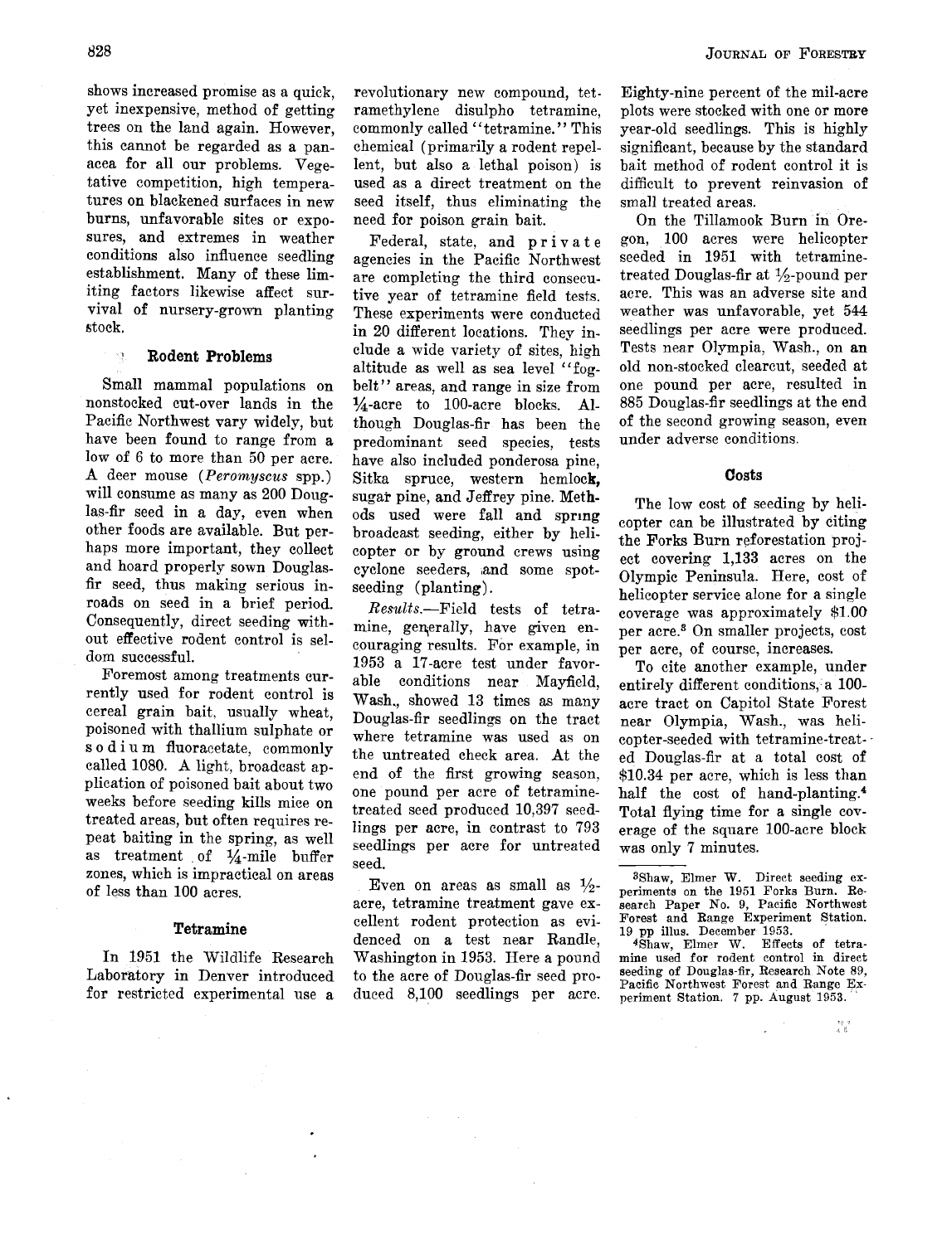shows increased promise as a quick, yet inexpensive, method of getting trees on the land again. However, this cannot be regarded as a panacea for all our problems. Vegetative competition, high temperatures on blackened surfaces in new burns, unfavorable sites or exposures, and extremes in weather conditions also influence seedling establishment. Many of these limiting factors likewise affect survival of nursery-grown planting stock.

## Rodent Problems

Small mammal populations on nonstocked cut-over lands in the Pacific Northwest vary widely, but have been found to range from a low of 6 to more than 50 per acre. A deer mouse (*Peromyscus* spp.) will consume as many as 200 Douglas-fir seed in a day, even when other foods are available. But perhaps more important, they collect and hoard properly sown Douglas-fir seed, thus making serious inroads on seed in a brief period. Consequently, direct seeding without effective rodent control is seldom successful.

Foremost among treatments currently used for rodent control is cereal grain bait, usually wheat, poisoned with thallium sulphate or sodium fluoracetate, commonly called 1080. A light, broadcast application of poisoned bait about two weeks before seeding kills mice on treated areas, but often requires repeat baiting in the spring, as well as treatment of ¼-mile buffer zones, which is impractical on areas of less than 100 acres.

## Tetramine

In 1951 the Wildlife Research Laboratory in Denver introduced for restricted experimental use a revolutionary new compound, tetramethylene disulpho tetramine, commonly called "tetramine." This chemical (primarily a rodent repellent, but also a lethal poison) is used as a direct treatment on the seed itself, thus eliminating the need for poison grain bait.

Federal, state, and private agencies in the Pacific Northwest are completing the third consecutive year of tetramine field tests. These experiments were conducted in 20 different locations. They include a wide variety of sites, high altitude as well as sea level "fog-belt" areas, and range in size from ¼-acre to 100-acre blocks. Although Douglas-fir has been the predominant seed species, tests have also included ponderosa pine, Sitka spruce, western hemlock, sugar pine, and Jeffrey pine. Methods used were fall and spring broadcast seeding, either by helicopter or by ground crews using cyclone seeders, and some spot-seeding (planting).

*Results.*—Field tests of tetramine, generally, have given encouraging results. For example, in 1953 a 17-acre test under favorable conditions near Mayfield, Wash., showed 13 times as many Douglas-fir seedlings on the tract where tetramine was used as on the untreated check area. At the end of the first growing season, one pound per acre of tetramine-treated seed produced 10,397 seedlings per acre, in contrast to 793 seedlings per acre for untreated seed.

Even on areas as small as ½-acre, tetramine treatment gave excellent rodent protection as evidenced on a test near Randle, Washington in 1953. Here a pound to the acre of Douglas-fir seed produced 8,100 seedlings per acre. Eighty-nine percent of the mil-acre plots were stocked with one or more year-old seedlings. This is highly significant, because by the standard bait method of rodent control it is difficult to prevent reinvasion of small treated areas.

On the Tillamook Burn in Oregon, 100 acres were helicopter seeded in 1951 with tetramine-treated Douglas-fir at ½-pound per acre. This was an adverse site and weather was unfavorable, yet 544 seedlings per acre were produced. Tests near Olympia, Wash., on an old non-stocked clearcut, seeded at one pound per acre, resulted in 885 Douglas-fir seedlings at the end of the second growing season, even under adverse conditions.

## Costs

The low cost of seeding by helicopter can be illustrated by citing the Forks Burn reforestation project covering 1,133 acres on the Olympic Peninsula. Here, cost of helicopter service alone for a single coverage was approximately $1.00 per acre.[3] On smaller projects, cost per acre, of course, increases.

To cite another example, under entirely different conditions, a 100-acre tract on Capitol State Forest near Olympia, Wash., was helicopter-seeded with tetramine-treated Douglas-fir at a total cost of $10.34 per acre, which is less than half the cost of hand-planting.[4] Total flying time for a single coverage of the square 100-acre block was only 7 minutes.

---

[3]Shaw, Elmer W. Direct seeding experiments on the 1951 Forks Burn. Research Paper No. 9, Pacific Northwest Forest and Range Experiment Station. 19 pp illus. December 1953.

[4]Shaw, Elmer W. Effects of tetramine used for rodent control in direct seeding of Douglas-fir, Research Note 89, Pacific Northwest Forest and Range Experiment Station. 7 pp. August 1953.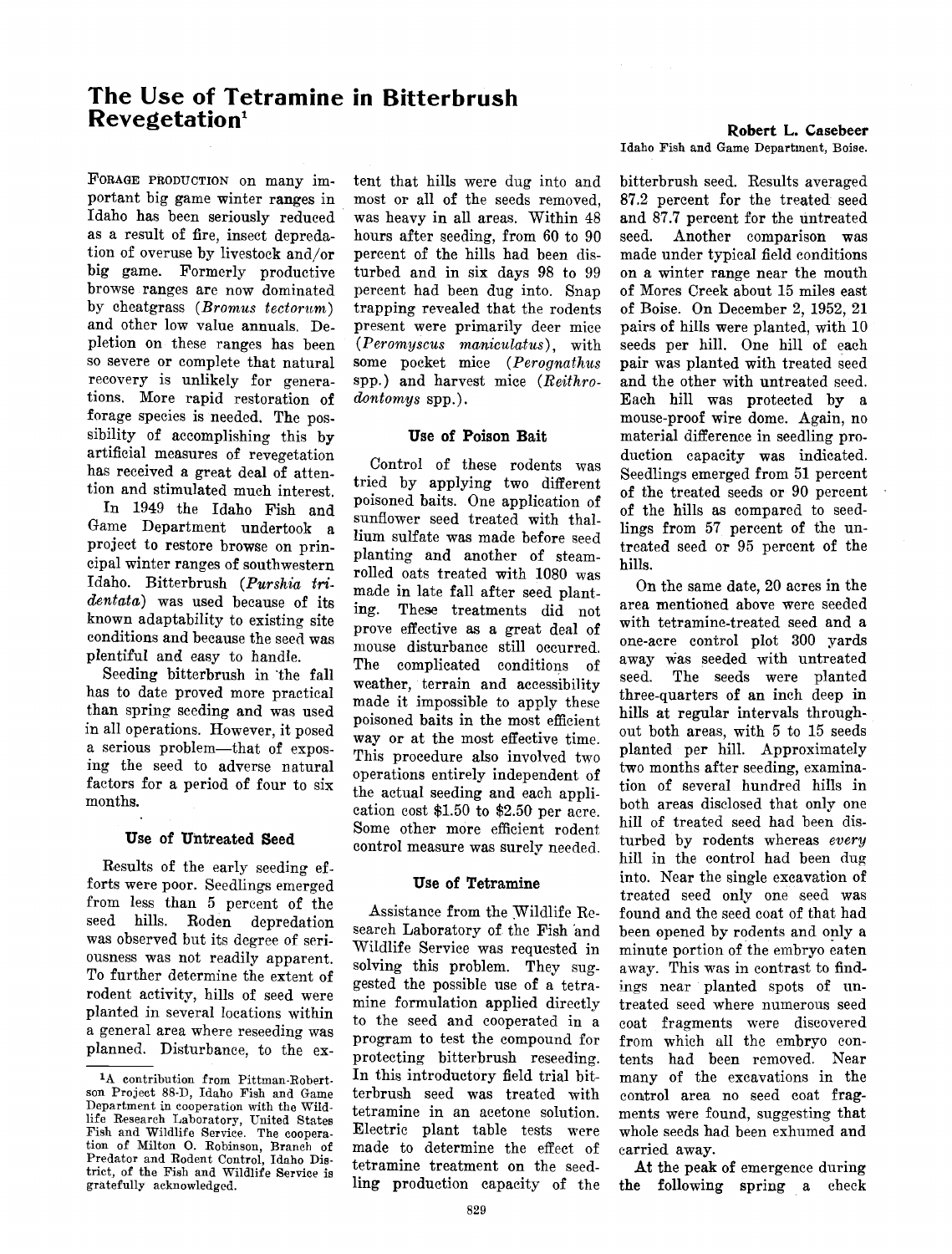# The Use of Tetramine in Bitterbrush Revegetation[1]

**Robert L. Casebeer**
Idaho Fish and Game Department, Boise.

FORAGE PRODUCTION on many important big game winter ranges in Idaho has been seriously reduced as a result of fire, insect depredation of overuse by livestock and/or big game. Formerly productive browse ranges are now dominated by cheatgrass (*Bromus tectorum*) and other low value annuals. Depletion on these ranges has been so severe or complete that natural recovery is unlikely for generations. More rapid restoration of forage species is needed. The possibility of accomplishing this by artificial measures of revegetation has received a great deal of attention and stimulated much interest.

In 1949 the Idaho Fish and Game Department undertook a project to restore browse on principal winter ranges of southwestern Idaho. Bitterbrush (*Purshia tridentata*) was used because of its known adaptability to existing site conditions and because the seed was plentiful and easy to handle.

Seeding bitterbrush in the fall has to date proved more practical than spring seeding and was used in all operations. However, it posed a serious problem—that of exposing the seed to adverse natural factors for a period of four to six months.

### Use of Untreated Seed

Results of the early seeding efforts were poor. Seedlings emerged from less than 5 percent of the seed hills. Roden depredation was observed but its degree of seriousness was not readily apparent. To further determine the extent of rodent activity, hills of seed were planted in several locations within a general area where reseeding was planned. Disturbance, to the extent that hills were dug into and most or all of the seeds removed, was heavy in all areas. Within 48 hours after seeding, from 60 to 90 percent of the hills had been disturbed and in six days 98 to 99 percent had been dug into. Snap trapping revealed that the rodents present were primarily deer mice (*Peromyscus maniculatus*), with some pocket mice (*Perognathus* spp.) and harvest mice (*Reithrodontomys* spp.).

### Use of Poison Bait

Control of these rodents was tried by applying two different poisoned baits. One application of sunflower seed treated with thallium sulfate was made before seed planting and another of steam-rolled oats treated with 1080 was made in late fall after seed planting. These treatments did not prove effective as a great deal of mouse disturbance still occurred. The complicated conditions of weather, terrain and accessibility made it impossible to apply these poisoned baits in the most efficient way or at the most effective time. This procedure also involved two operations entirely independent of the actual seeding and each application cost \$1.50 to \$2.50 per acre. Some other more efficient rodent control measure was surely needed.

### Use of Tetramine

Assistance from the Wildlife Research Laboratory of the Fish and Wildlife Service was requested in solving this problem. They suggested the possible use of a tetramine formulation applied directly to the seed and cooperated in a program to test the compound for protecting bitterbrush reseeding. In this introductory field trial bitterbrush seed was treated with tetramine in an acetone solution. Electric plant table tests were made to determine the effect of tetramine treatment on the seedling production capacity of the bitterbrush seed. Results averaged 87.2 percent for the treated seed and 87.7 percent for the untreated seed. Another comparison was made under typical field conditions on a winter range near the mouth of Mores Creek about 15 miles east of Boise. On December 2, 1952, 21 pairs of hills were planted, with 10 seeds per hill. One hill of each pair was planted with treated seed and the other with untreated seed. Each hill was protected by a mouse-proof wire dome. Again, no material difference in seedling production capacity was indicated. Seedlings emerged from 51 percent of the treated seeds or 90 percent of the hills as compared to seedlings from 57 percent of the untreated seed or 95 percent of the hills.

On the same date, 20 acres in the area mentioned above were seeded with tetramine-treated seed and a one-acre control plot 300 yards away was seeded with untreated seed. The seeds were planted three-quarters of an inch deep in hills at regular intervals throughout both areas, with 5 to 15 seeds planted per hill. Approximately two months after seeding, examination of several hundred hills in both areas disclosed that only one hill of treated seed had been disturbed by rodents whereas *every* hill in the control had been dug into. Near the single excavation of treated seed only one seed was found and the seed coat of that had been opened by rodents and only a minute portion of the embryo eaten away. This was in contrast to findings near planted spots of untreated seed where numerous seed coat fragments were discovered from which all the embryo contents had been removed. Near many of the excavations in the control area no seed coat fragments were found, suggesting that whole seeds had been exhumed and carried away.

At the peak of emergence during the following spring a check

[1] A contribution from Pittman-Robertson Project 88-D, Idaho Fish and Game Department in cooperation with the Wildlife Research Laboratory, United States Fish and Wildlife Service. The cooperation of Milton O. Robinson, Branch of Predator and Rodent Control, Idaho District, of the Fish and Wildlife Service is gratefully acknowledged.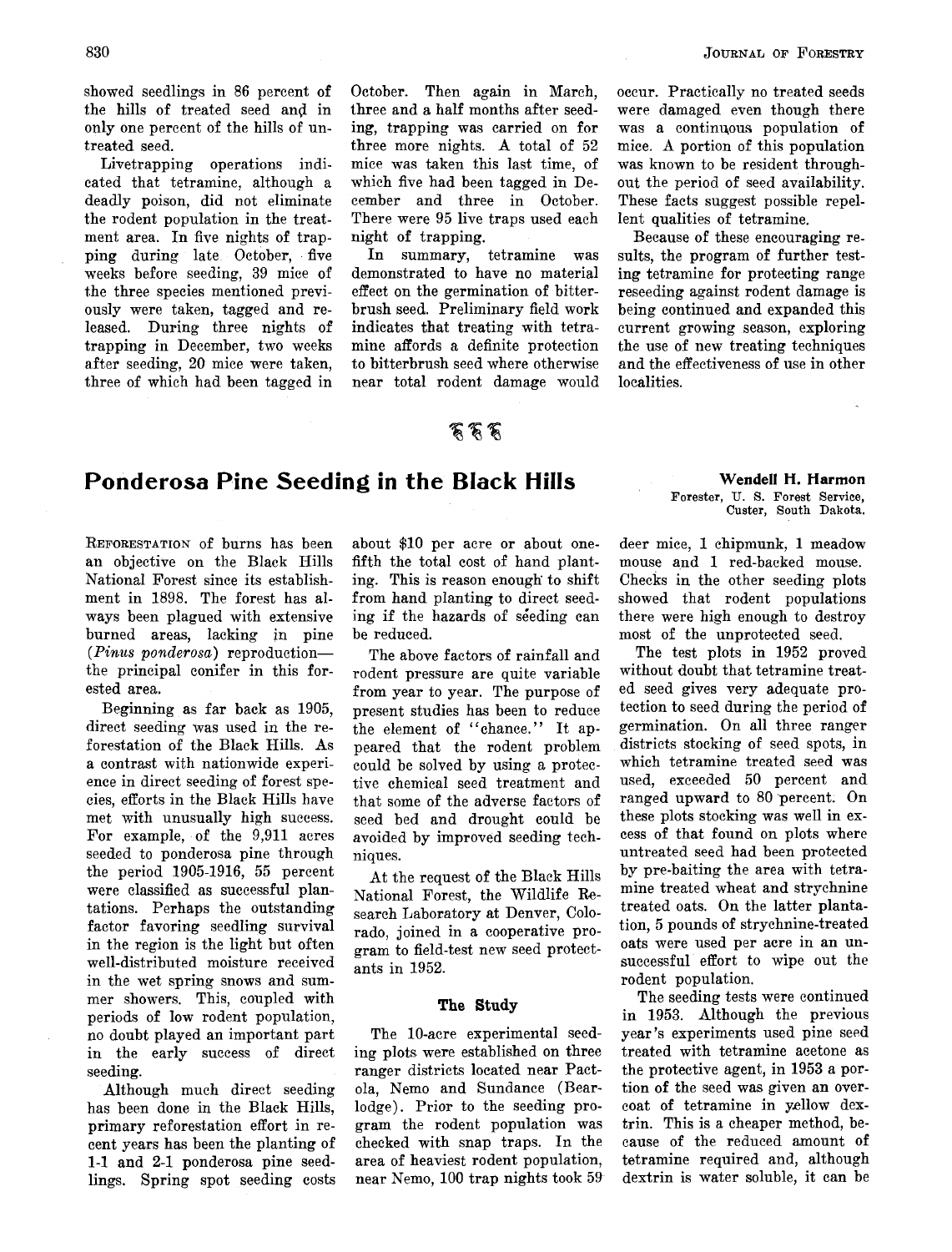showed seedlings in 86 percent of the hills of treated seed and in only one percent of the hills of untreated seed.

Livetrapping operations indicated that tetramine, although a deadly poison, did not eliminate the rodent population in the treatment area. In five nights of trapping during late October, five weeks before seeding, 39 mice of the three species mentioned previously were taken, tagged and released. During three nights of trapping in December, two weeks after seeding, 20 mice were taken, three of which had been tagged in October. Then again in March, three and a half months after seeding, trapping was carried on for three more nights. A total of 52 mice was taken this last time, of which five had been tagged in December and three in October. There were 95 live traps used each night of trapping.

In summary, tetramine was demonstrated to have no material effect on the germination of bitterbrush seed. Preliminary field work indicates that treating with tetramine affords a definite protection to bitterbrush seed where otherwise near total rodent damage would occur. Practically no treated seeds were damaged even though there was a continuous population of mice. A portion of this population was known to be resident throughout the period of seed availability. These facts suggest possible repellent qualities of tetramine.

Because of these encouraging results, the program of further testing tetramine for protecting range reseeding against rodent damage is being continued and expanded this current growing season, exploring the use of new treating techniques and the effectiveness of use in other localities.

# Ponderosa Pine Seeding in the Black Hills

**Wendell H. Harmon**
Forester, U. S. Forest Service, Custer, South Dakota.

REFORESTATION of burns has been an objective on the Black Hills National Forest since its establishment in 1898. The forest has always been plagued with extensive burned areas, lacking in pine (*Pinus ponderosa*) reproduction—the principal conifer in this forested area.

Beginning as far back as 1905, direct seeding was used in the reforestation of the Black Hills. As a contrast with nationwide experience in direct seeding of forest species, efforts in the Black Hills have met with unusually high success. For example, of the 9,911 acres seeded to ponderosa pine through the period 1905-1916, 55 percent were classified as successful plantations. Perhaps the outstanding factor favoring seedling survival in the region is the light but often well-distributed moisture received in the wet spring snows and summer showers. This, coupled with periods of low rodent population, no doubt played an important part in the early success of direct seeding.

Although much direct seeding has been done in the Black Hills, primary reforestation effort in recent years has been the planting of 1-1 and 2-1 ponderosa pine seedlings. Spring spot seeding costs about $10 per acre or about one-fifth the total cost of hand planting. This is reason enough to shift from hand planting to direct seeding if the hazards of seeding can be reduced.

The above factors of rainfall and rodent pressure are quite variable from year to year. The purpose of present studies has been to reduce the element of "chance." It appeared that the rodent problem could be solved by using a protective chemical seed treatment and that some of the adverse factors of seed bed and drought could be avoided by improved seeding techniques.

At the request of the Black Hills National Forest, the Wildlife Research Laboratory at Denver, Colorado, joined in a cooperative program to field-test new seed protectants in 1952.

## The Study

The 10-acre experimental seeding plots were established on three ranger districts located near Pactola, Nemo and Sundance (Bearlodge). Prior to the seeding program the rodent population was checked with snap traps. In the area of heaviest rodent population, near Nemo, 100 trap nights took 59 deer mice, 1 chipmunk, 1 meadow mouse and 1 red-backed mouse. Checks in the other seeding plots showed that rodent populations there were high enough to destroy most of the unprotected seed.

The test plots in 1952 proved without doubt that tetramine treated seed gives very adequate protection to seed during the period of germination. On all three ranger districts stocking of seed spots, in which tetramine treated seed was used, exceeded 50 percent and ranged upward to 80 percent. On these plots stocking was well in excess of that found on plots where untreated seed had been protected by pre-baiting the area with tetramine treated wheat and strychnine treated oats. On the latter plantation, 5 pounds of strychnine-treated oats were used per acre in an unsuccessful effort to wipe out the rodent population.

The seeding tests were continued in 1953. Although the previous year's experiments used pine seed treated with tetramine acetone as the protective agent, in 1953 a portion of the seed was given an overcoat of tetramine in yellow dextrin. This is a cheaper method, because of the reduced amount of tetramine required and, although dextrin is water soluble, it can be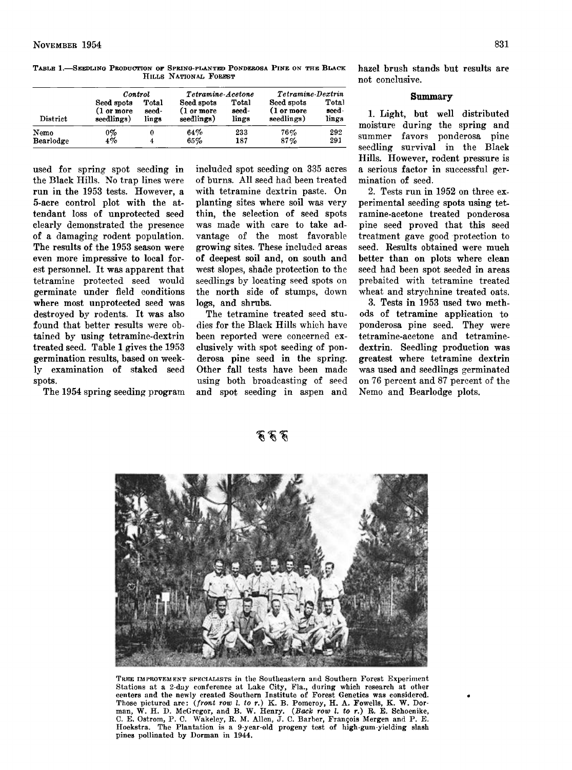TABLE 1.—SEEDLING PRODUCTION OF SPRING-PLANTED PONDEROSA PINE ON THE BLACK HILLS NATIONAL FOREST

| District | *Control* | | *Tetramine-Acetone* | | *Tetramine-Dextrin* | |
|---|---|---|---|---|---|---|
| | Seed spots (1 or more seedlings) | Total seedlings | Seed spots (1 or more seedlings) | Total seedlings | Seed spots (1 or more seedlings) | Total seedlings |
| Nemo | 0% | 0 | 64% | 233 | 76% | 292 |
| Bearlodge | 4% | 4 | 65% | 187 | 87% | 291 |

used for spring spot seeding in the Black Hills. No trap lines were run in the 1953 tests. However, a 5-acre control plot with the attendant loss of unprotected seed clearly demonstrated the presence of a damaging rodent population. The results of the 1953 season were even more impressive to local forest personnel. It was apparent that tetramine protected seed would germinate under field conditions where most unprotected seed was destroyed by rodents. It was also found that better results were obtained by using tetramine-dextrin treated seed. Table 1 gives the 1953 germination results, based on weekly examination of staked seed spots.

The 1954 spring seeding program included spot seeding on 335 acres of burns. All seed had been treated with tetramine dextrin paste. On planting sites where soil was very thin, the selection of seed spots was made with care to take advantage of the most favorable growing sites. These included areas of deepest soil and, on south and west slopes, shade protection to the seedlings by locating seed spots on the north side of stumps, down logs, and shrubs.

The tetramine treated seed studies for the Black Hills which have been reported were concerned exclusively with spot seeding of ponderosa pine seed in the spring. Other fall tests have been made using both broadcasting of seed and spot seeding in aspen and hazel brush stands but results are not conclusive.

## Summary

1. Light, but well distributed moisture during the spring and summer favors ponderosa pine seedling survival in the Black Hills. However, rodent pressure is a serious factor in successful germination of seed.

2. Tests run in 1952 on three experimental seeding spots using tetramine-acetone treated ponderosa pine seed proved that this seed treatment gave good protection to seed. Results obtained were much better than on plots where clean seed had been spot seeded in areas prebaited with tetramine treated wheat and strychnine treated oats.

3. Tests in 1953 used two methods of tetramine application to ponderosa pine seed. They were tetramine-acetone and tetramine-dextrin. Seedling production was greatest where tetramine dextrin was used and seedlings germinated on 76 percent and 87 percent of the Nemo and Bearlodge plots.

TREE IMPROVEMENT SPECIALISTS in the Southeastern and Southern Forest Experiment Stations at a 2-day conference at Lake City, Fla., during which research at other centers and the newly created Southern Institute of Forest Genetics was considered. Those pictured are: (*front row l. to r.*) K. B. Pomeroy, H. A. Fowells, K. W. Dorman, W. H. D. McGregor, and B. W. Henry. (*Back row l. to r.*) R. E. Schoenike, C. E. Ostrom, P. C. Wakeley, R. M. Allen, J. C. Barber, François Mergen and P. E. Hoekstra. The Plantation is a 9-year-old progeny test of high-gum-yielding slash pines pollinated by Dorman in 1944.